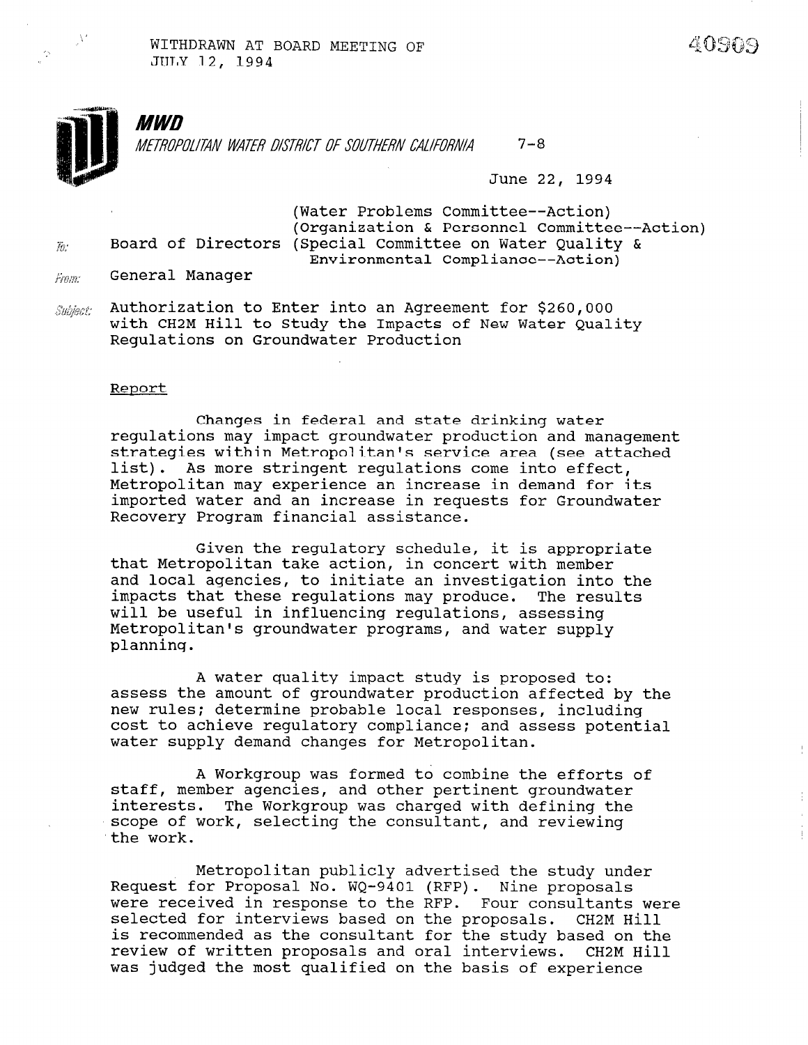WITHDRAWN AT BOARD MEETING OF
JULY 12, 1994

40909

**MWD**

*METROPOLITAN WATER DISTRICT OF SOUTHERN CALIFORNIA* 7-8

June 22, 1994

To: Board of Directors (Water Problems Committee--Action)
(Organization & Personnel Committee--Action)
(Special Committee on Water Quality & Environmental Compliance--Action)

From: General Manager

Subject: Authorization to Enter into an Agreement for $260,000 with CH2M Hill to Study the Impacts of New Water Quality Regulations on Groundwater Production

## Report

Changes in federal and state drinking water regulations may impact groundwater production and management strategies within Metropolitan's service area (see attached list). As more stringent regulations come into effect, Metropolitan may experience an increase in demand for its imported water and an increase in requests for Groundwater Recovery Program financial assistance.

Given the regulatory schedule, it is appropriate that Metropolitan take action, in concert with member and local agencies, to initiate an investigation into the impacts that these regulations may produce. The results will be useful in influencing regulations, assessing Metropolitan's groundwater programs, and water supply planning.

A water quality impact study is proposed to: assess the amount of groundwater production affected by the new rules; determine probable local responses, including cost to achieve regulatory compliance; and assess potential water supply demand changes for Metropolitan.

A Workgroup was formed to combine the efforts of staff, member agencies, and other pertinent groundwater interests. The Workgroup was charged with defining the scope of work, selecting the consultant, and reviewing the work.

Metropolitan publicly advertised the study under Request for Proposal No. WQ-9401 (RFP). Nine proposals were received in response to the RFP. Four consultants were selected for interviews based on the proposals. CH2M Hill is recommended as the consultant for the study based on the review of written proposals and oral interviews. CH2M Hill was judged the most qualified on the basis of experience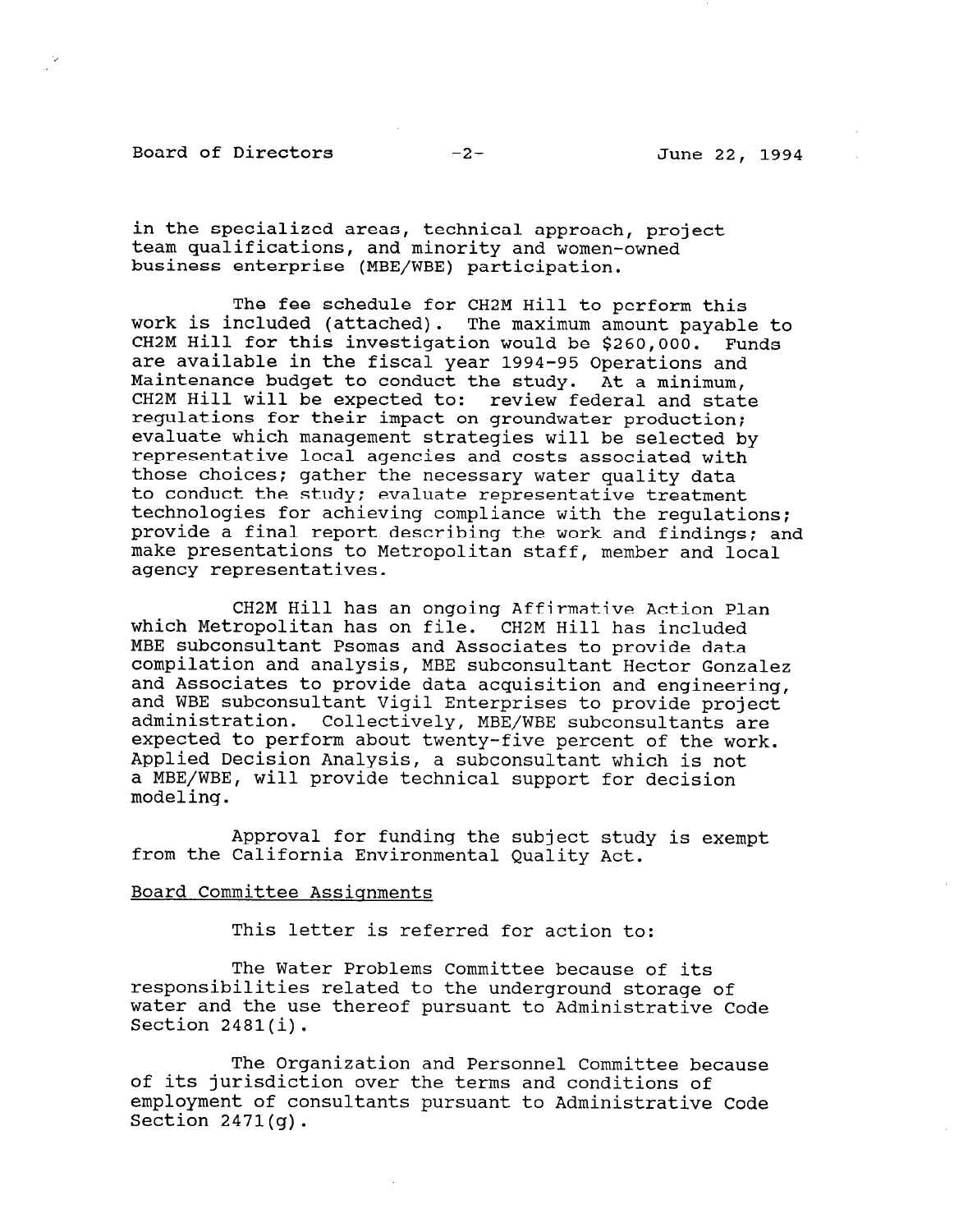in the specialized areas, technical approach, project team qualifications, and minority and women-owned business enterprise (MBE/WBE) participation.

The fee schedule for CH2M Hill to perform this work is included (attached). The maximum amount payable to CH2M Hill for this investigation would be $260,000. Funds are available in the fiscal year 1994-95 Operations and Maintenance budget to conduct the study. At a minimum, CH2M Hill will be expected to: review federal and state regulations for their impact on groundwater production; evaluate which management strategies will be selected by representative local agencies and costs associated with those choices; gather the necessary water quality data to conduct the study; evaluate representative treatment technologies for achieving compliance with the regulations; provide a final report describing the work and findings; and make presentations to Metropolitan staff, member and local agency representatives.

CH2M Hill has an ongoing Affirmative Action Plan which Metropolitan has on file. CH2M Hill has included MBE subconsultant Psomas and Associates to provide data compilation and analysis, MBE subconsultant Hector Gonzalez and Associates to provide data acquisition and engineering, and WBE subconsultant Vigil Enterprises to provide project administration. Collectively, MBE/WBE subconsultants are expected to perform about twenty-five percent of the work. Applied Decision Analysis, a subconsultant which is not a MBE/WBE, will provide technical support for decision modeling.

Approval for funding the subject study is exempt from the California Environmental Quality Act.

Board Committee Assignments

This letter is referred for action to:

The Water Problems Committee because of its responsibilities related to the underground storage of water and the use thereof pursuant to Administrative Code Section 2481(i).

The Organization and Personnel Committee because of its jurisdiction over the terms and conditions of employment of consultants pursuant to Administrative Code Section 2471(g).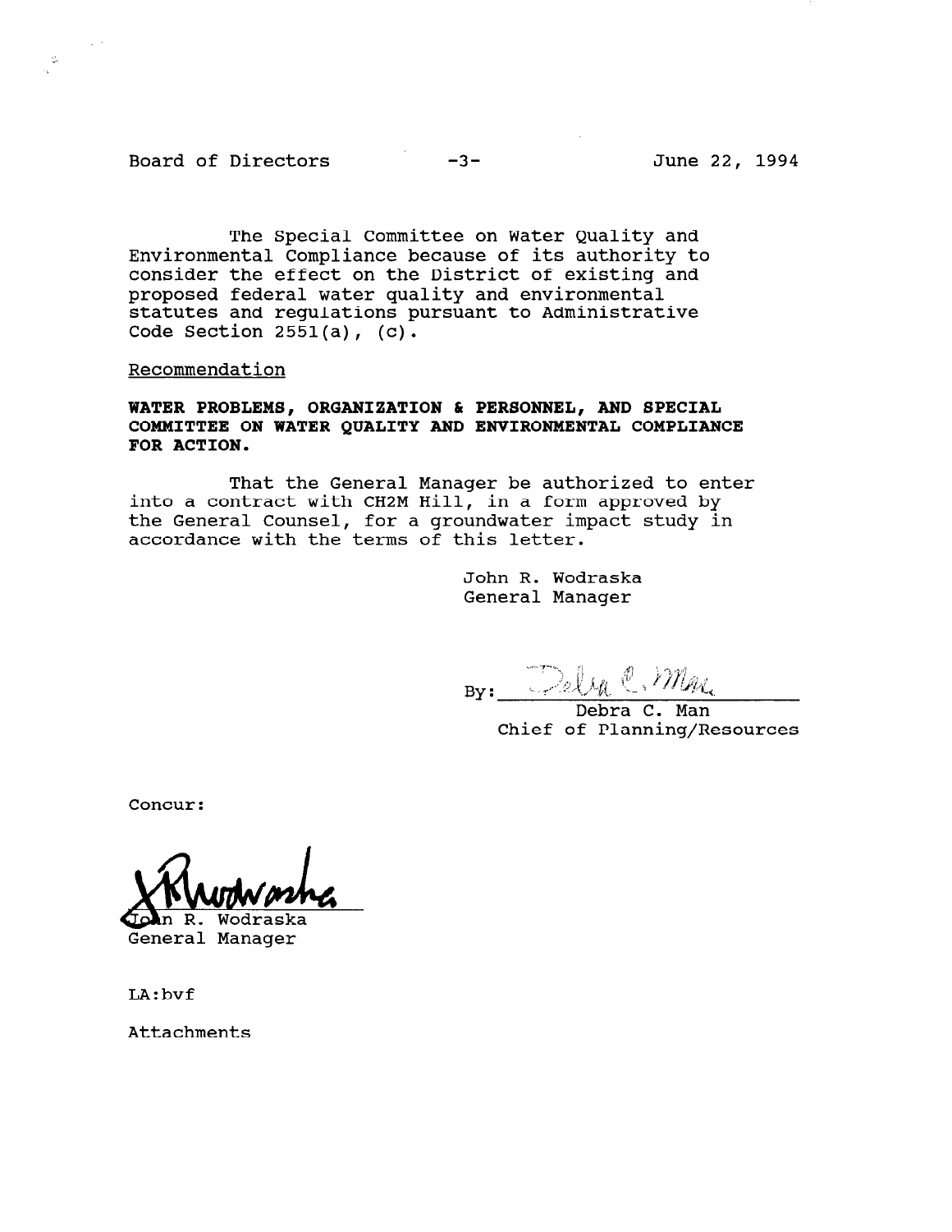The Special Committee on Water Quality and Environmental Compliance because of its authority to consider the effect on the District of existing and proposed federal water quality and environmental statutes and regulations pursuant to Administrative Code Section 2551(a), (c).

Recommendation

**WATER PROBLEMS, ORGANIZATION & PERSONNEL, AND SPECIAL COMMITTEE ON WATER QUALITY AND ENVIRONMENTAL COMPLIANCE FOR ACTION.**

That the General Manager be authorized to enter into a contract with CH2M Hill, in a form approved by the General Counsel, for a groundwater impact study in accordance with the terms of this letter.

John R. Wodraska
General Manager

By: Debra C. Man
Debra C. Man
Chief of Planning/Resources

Concur:

John R. Wodraska
General Manager

LA:bvf

Attachments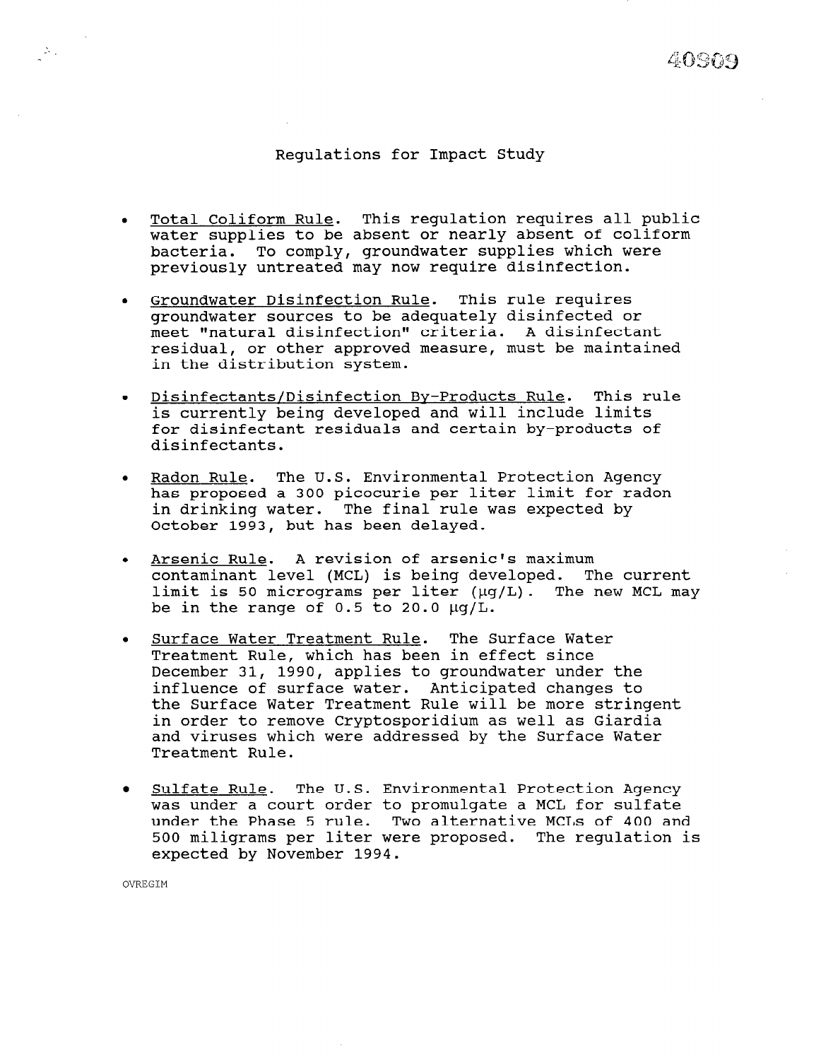# Regulations for Impact Study

- Total Coliform Rule. This regulation requires all public water supplies to be absent or nearly absent of coliform bacteria. To comply, groundwater supplies which were previously untreated may now require disinfection.

- Groundwater Disinfection Rule. This rule requires groundwater sources to be adequately disinfected or meet "natural disinfection" criteria. A disinfectant residual, or other approved measure, must be maintained in the distribution system.

- Disinfectants/Disinfection By-Products Rule. This rule is currently being developed and will include limits for disinfectant residuals and certain by-products of disinfectants.

- Radon Rule. The U.S. Environmental Protection Agency has proposed a 300 picocurie per liter limit for radon in drinking water. The final rule was expected by October 1993, but has been delayed.

- Arsenic Rule. A revision of arsenic's maximum contaminant level (MCL) is being developed. The current limit is 50 micrograms per liter (μg/L). The new MCL may be in the range of 0.5 to 20.0 μg/L.

- Surface Water Treatment Rule. The Surface Water Treatment Rule, which has been in effect since December 31, 1990, applies to groundwater under the influence of surface water. Anticipated changes to the Surface Water Treatment Rule will be more stringent in order to remove Cryptosporidium as well as Giardia and viruses which were addressed by the Surface Water Treatment Rule.

- Sulfate Rule. The U.S. Environmental Protection Agency was under a court order to promulgate a MCL for sulfate under the Phase 5 rule. Two alternative MCLs of 400 and 500 miligrams per liter were proposed. The regulation is expected by November 1994.

OVREGIM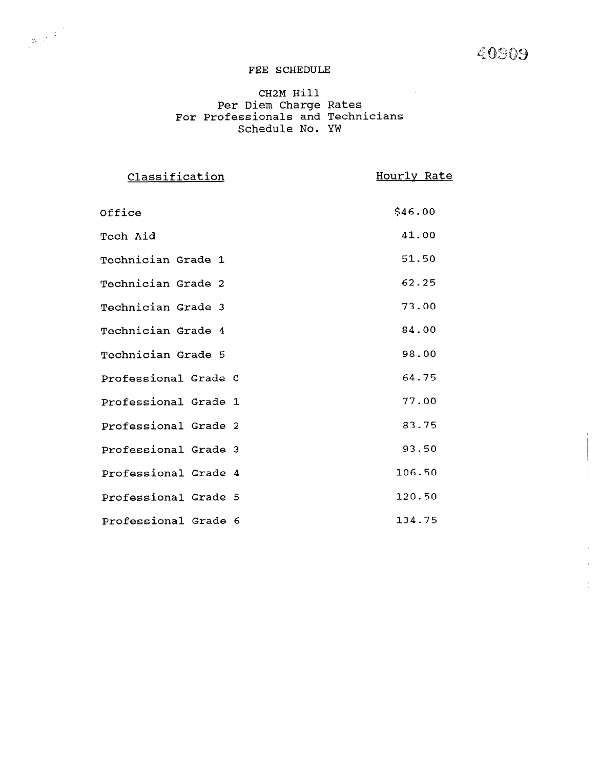# FEE SCHEDULE

## CH2M Hill
## Per Diem Charge Rates
## For Professionals and Technicians
## Schedule No. YW

| Classification | Hourly Rate |
|---|---|
| Office | $46.00 |
| Tech Aid | 41.00 |
| Technician Grade 1 | 51.50 |
| Technician Grade 2 | 62.25 |
| Technician Grade 3 | 73.00 |
| Technician Grade 4 | 84.00 |
| Technician Grade 5 | 98.00 |
| Professional Grade 0 | 64.75 |
| Professional Grade 1 | 77.00 |
| Professional Grade 2 | 83.75 |
| Professional Grade 3 | 93.50 |
| Professional Grade 4 | 106.50 |
| Professional Grade 5 | 120.50 |
| Professional Grade 6 | 134.75 |